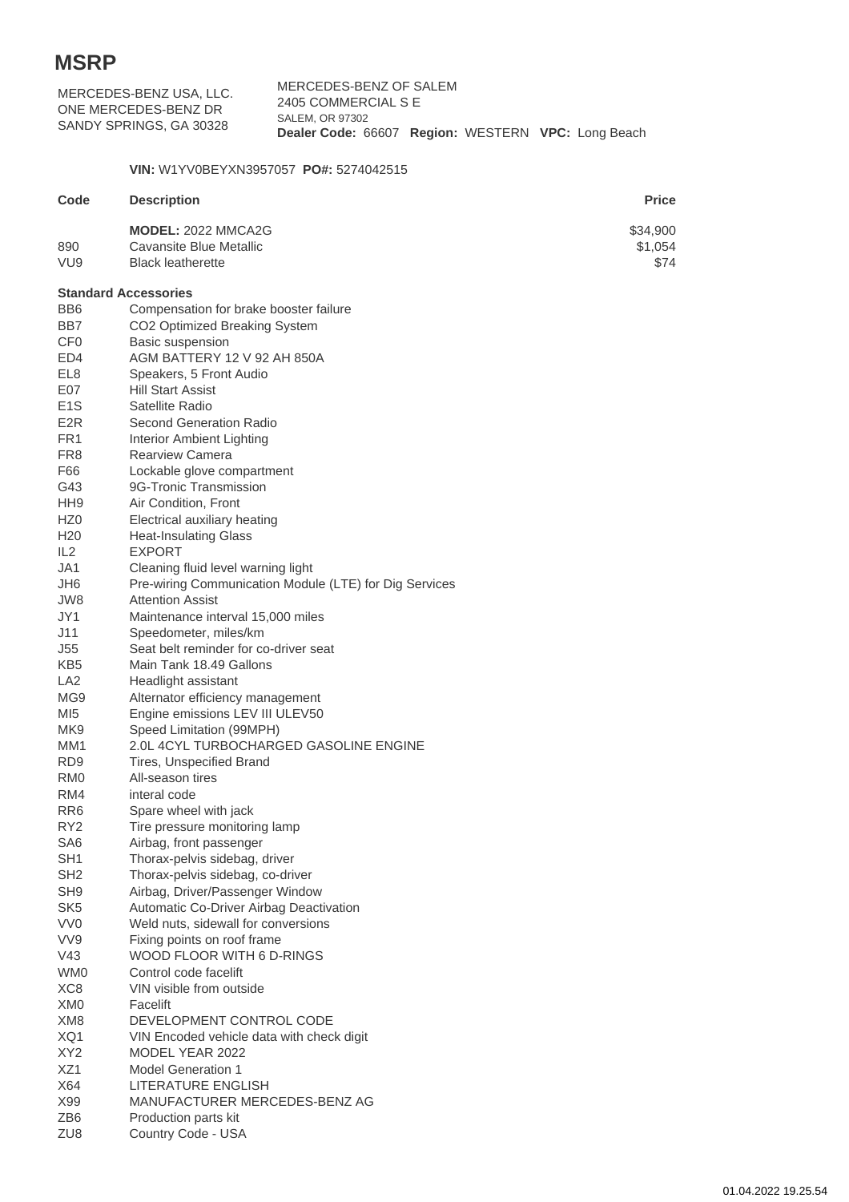# MSRP

MERCEDES-BENZ USA, LLC.
ONE MERCEDES-BENZ DR
SANDY SPRINGS, GA 30328

MERCEDES-BENZ OF SALEM
2405 COMMERCIAL S E
SALEM, OR 97302
**Dealer Code:** 66607 **Region:** WESTERN **VPC:** Long Beach

**VIN:** W1YV0BEYXN3957057 **PO#:** 5274042515

| Code | Description | Price |
|---|---|---|
| | **MODEL:** 2022 MMCA2G | $34,900 |
| 890 | Cavansite Blue Metallic | $1,054 |
| VU9 | Black leatherette | $74 |

**Standard Accessories**

| Code | Description |
|---|---|
| BB6 | Compensation for brake booster failure |
| BB7 | CO2 Optimized Breaking System |
| CF0 | Basic suspension |
| ED4 | AGM BATTERY 12 V 92 AH 850A |
| EL8 | Speakers, 5 Front Audio |
| E07 | Hill Start Assist |
| E1S | Satellite Radio |
| E2R | Second Generation Radio |
| FR1 | Interior Ambient Lighting |
| FR8 | Rearview Camera |
| F66 | Lockable glove compartment |
| G43 | 9G-Tronic Transmission |
| HH9 | Air Condition, Front |
| HZ0 | Electrical auxiliary heating |
| H20 | Heat-Insulating Glass |
| IL2 | EXPORT |
| JA1 | Cleaning fluid level warning light |
| JH6 | Pre-wiring Communication Module (LTE) for Dig Services |
| JW8 | Attention Assist |
| JY1 | Maintenance interval 15,000 miles |
| J11 | Speedometer, miles/km |
| J55 | Seat belt reminder for co-driver seat |
| KB5 | Main Tank 18.49 Gallons |
| LA2 | Headlight assistant |
| MG9 | Alternator efficiency management |
| MI5 | Engine emissions LEV III ULEV50 |
| MK9 | Speed Limitation (99MPH) |
| MM1 | 2.0L 4CYL TURBOCHARGED GASOLINE ENGINE |
| RD9 | Tires, Unspecified Brand |
| RM0 | All-season tires |
| RM4 | interal code |
| RR6 | Spare wheel with jack |
| RY2 | Tire pressure monitoring lamp |
| SA6 | Airbag, front passenger |
| SH1 | Thorax-pelvis sidebag, driver |
| SH2 | Thorax-pelvis sidebag, co-driver |
| SH9 | Airbag, Driver/Passenger Window |
| SK5 | Automatic Co-Driver Airbag Deactivation |
| VV0 | Weld nuts, sidewall for conversions |
| VV9 | Fixing points on roof frame |
| V43 | WOOD FLOOR WITH 6 D-RINGS |
| WM0 | Control code facelift |
| XC8 | VIN visible from outside |
| XM0 | Facelift |
| XM8 | DEVELOPMENT CONTROL CODE |
| XQ1 | VIN Encoded vehicle data with check digit |
| XY2 | MODEL YEAR 2022 |
| XZ1 | Model Generation 1 |
| X64 | LITERATURE ENGLISH |
| X99 | MANUFACTURER MERCEDES-BENZ AG |
| ZB6 | Production parts kit |
| ZU8 | Country Code - USA |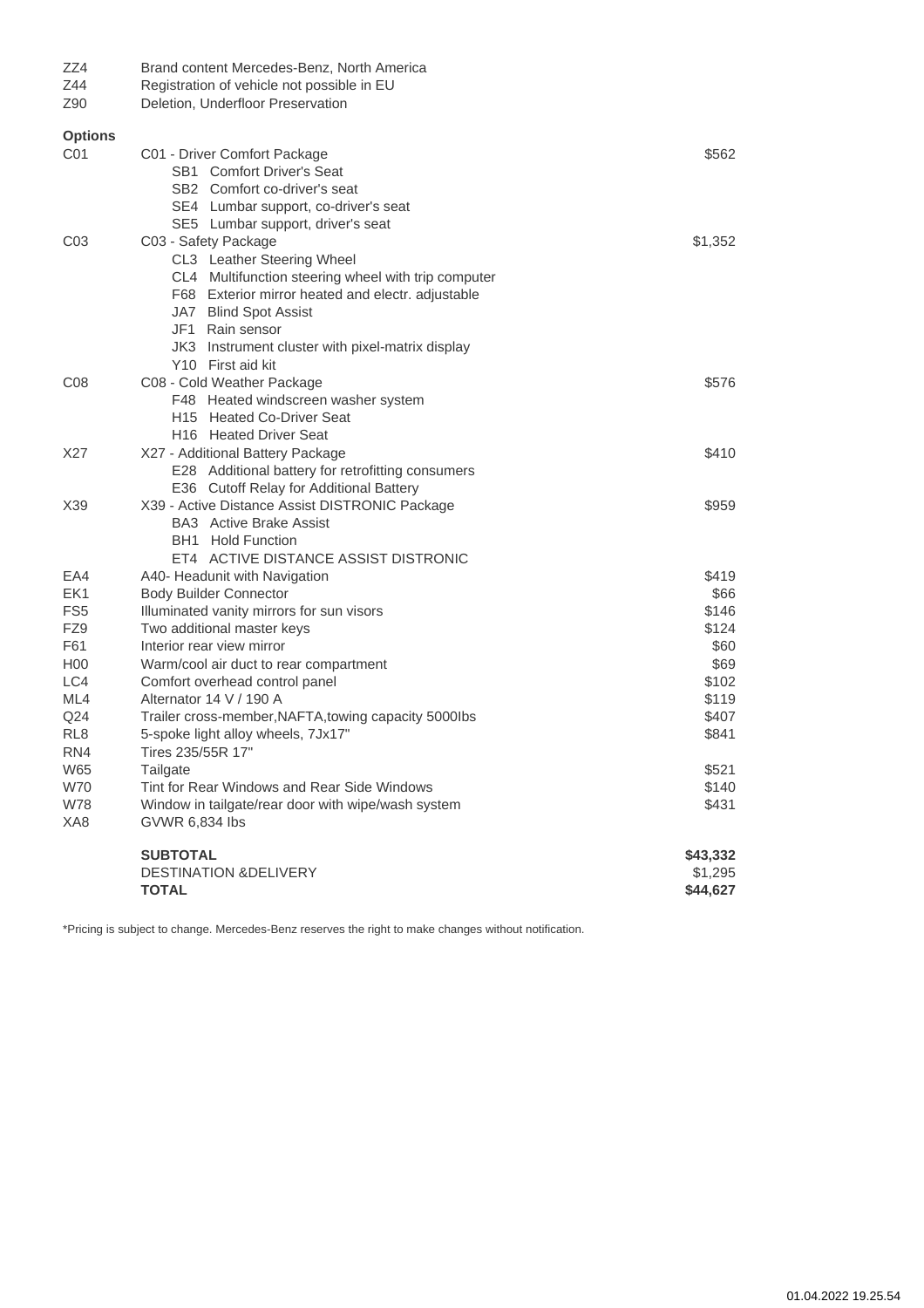| | | |
|---|---|---|
| ZZ4 | Brand content Mercedes-Benz, North America | |
| Z44 | Registration of vehicle not possible in EU | |
| Z90 | Deletion, Underfloor Preservation | |

**Options**

| | | |
|---|---|---|
| C01 | C01 - Driver Comfort Package | $562 |
| | SB1 Comfort Driver's Seat | |
| | SB2 Comfort co-driver's seat | |
| | SE4 Lumbar support, co-driver's seat | |
| | SE5 Lumbar support, driver's seat | |
| C03 | C03 - Safety Package | $1,352 |
| | CL3 Leather Steering Wheel | |
| | CL4 Multifunction steering wheel with trip computer | |
| | F68 Exterior mirror heated and electr. adjustable | |
| | JA7 Blind Spot Assist | |
| | JF1 Rain sensor | |
| | JK3 Instrument cluster with pixel-matrix display | |
| | Y10 First aid kit | |
| C08 | C08 - Cold Weather Package | $576 |
| | F48 Heated windscreen washer system | |
| | H15 Heated Co-Driver Seat | |
| | H16 Heated Driver Seat | |
| X27 | X27 - Additional Battery Package | $410 |
| | E28 Additional battery for retrofitting consumers | |
| | E36 Cutoff Relay for Additional Battery | |
| X39 | X39 - Active Distance Assist DISTRONIC Package | $959 |
| | BA3 Active Brake Assist | |
| | BH1 Hold Function | |
| | ET4 ACTIVE DISTANCE ASSIST DISTRONIC | |
| EA4 | A40- Headunit with Navigation | $419 |
| EK1 | Body Builder Connector | $66 |
| FS5 | Illuminated vanity mirrors for sun visors | $146 |
| FZ9 | Two additional master keys | $124 |
| F61 | Interior rear view mirror | $60 |
| H00 | Warm/cool air duct to rear compartment | $69 |
| LC4 | Comfort overhead control panel | $102 |
| ML4 | Alternator 14 V / 190 A | $119 |
| Q24 | Trailer cross-member,NAFTA,towing capacity 5000lbs | $407 |
| RL8 | 5-spoke light alloy wheels, 7Jx17" | $841 |
| RN4 | Tires 235/55R 17" | |
| W65 | Tailgate | $521 |
| W70 | Tint for Rear Windows and Rear Side Windows | $140 |
| W78 | Window in tailgate/rear door with wipe/wash system | $431 |
| XA8 | GVWR 6,834 lbs | |
| | **SUBTOTAL** | **$43,332** |
| | DESTINATION &DELIVERY | $1,295 |
| | **TOTAL** | **$44,627** |

*Pricing is subject to change. Mercedes-Benz reserves the right to make changes without notification.

01.04.2022 19.25.54